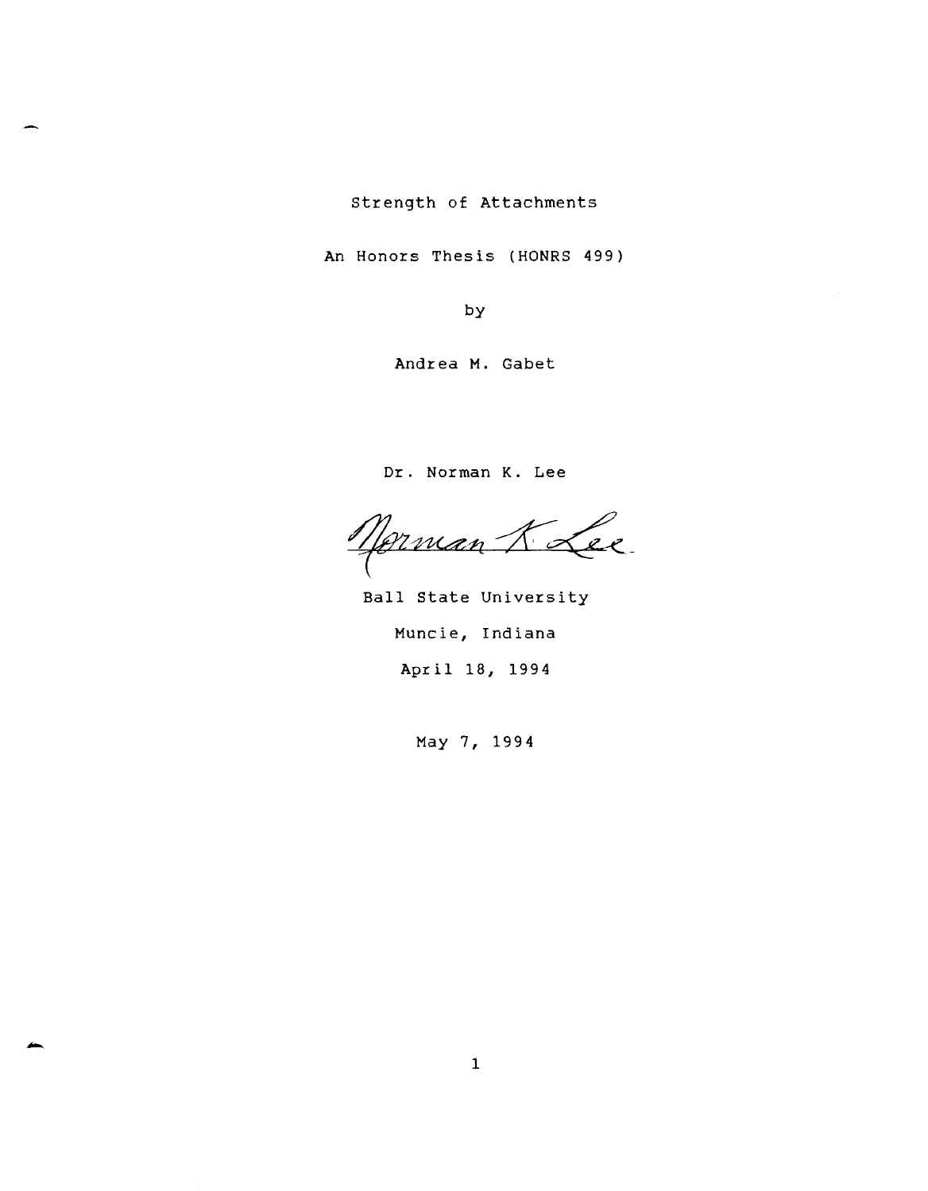# Strength of Attachments

An Honors Thesis (HONRS 499)

by

Andrea M. Gabet

Dr. Norman K. Lee

Norman K. Lee

Ball State University

Muncie, Indiana

April 18, 1994

May 7, 1994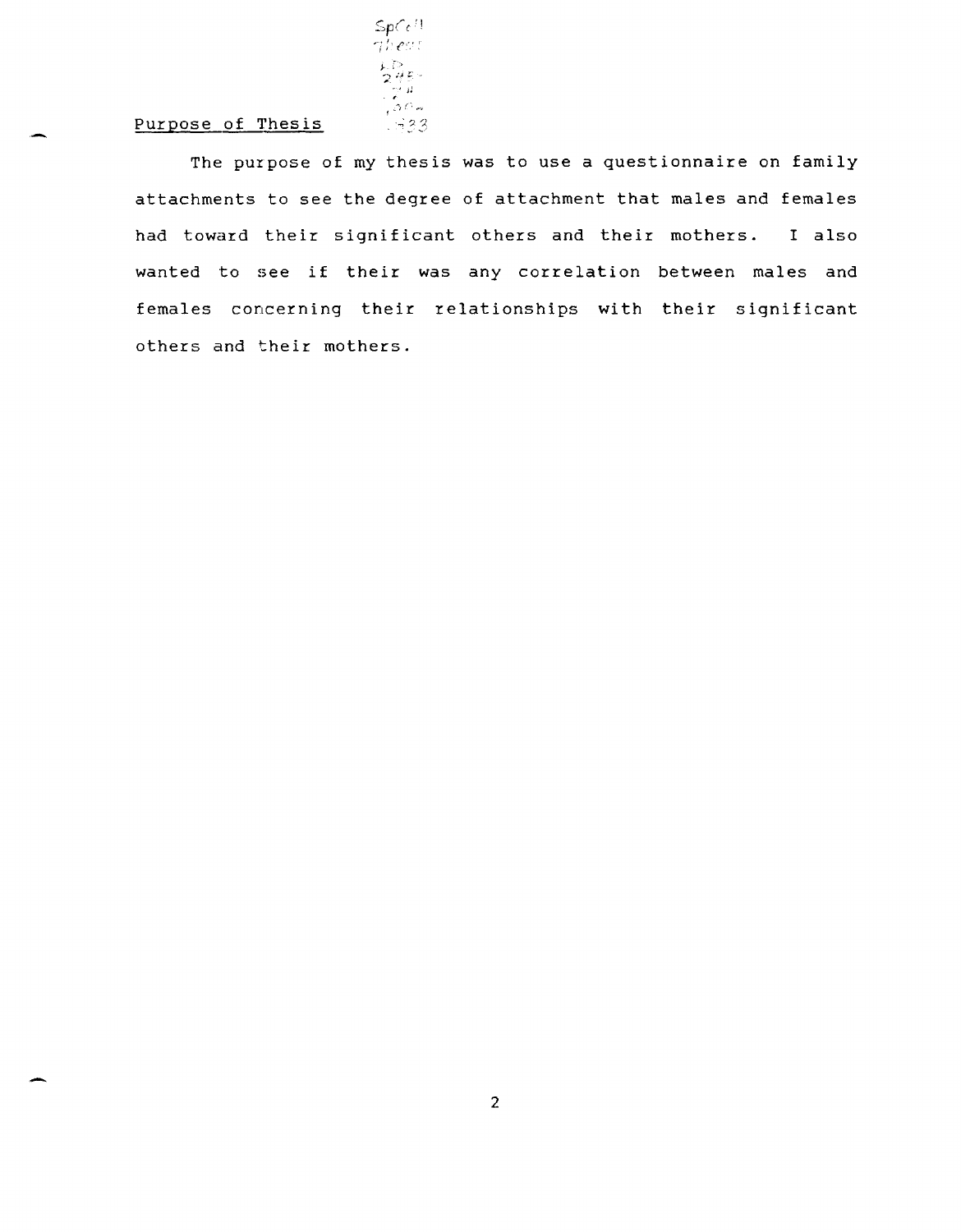## Purpose of Thesis

The purpose of my thesis was to use a questionnaire on family attachments to see the degree of attachment that males and females had toward their significant others and their mothers. I also wanted to see if their was any correlation between males and females concerning their relationships with their significant others and their mothers.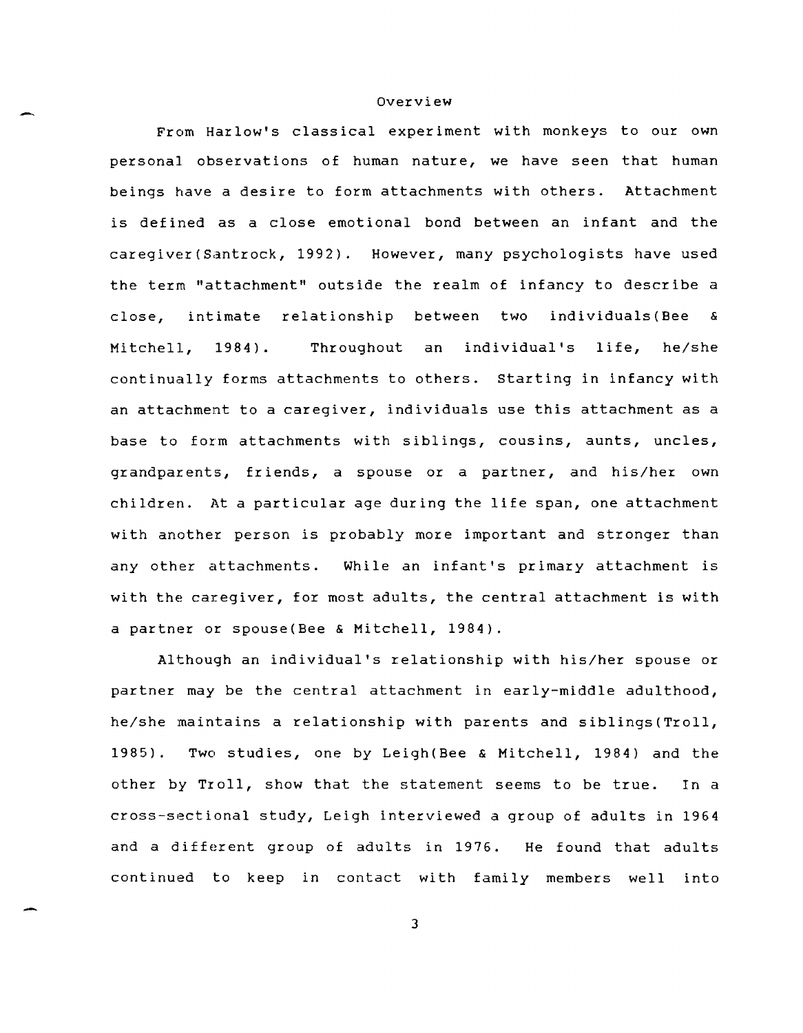## Overview

From Harlow's classical experiment with monkeys to our own personal observations of human nature, we have seen that human beings have a desire to form attachments with others. Attachment is defined as a close emotional bond between an infant and the caregiver(Santrock, 1992). However, many psychologists have used the term "attachment" outside the realm of infancy to describe a close, intimate relationship between two individuals(Bee & Mitchell, 1984). Throughout an individual's life, he/she continually forms attachments to others. Starting in infancy with an attachment to a caregiver, individuals use this attachment as a base to form attachments with siblings, cousins, aunts, uncles, grandparents, friends, a spouse or a partner, and his/her own children. At a particular age during the life span, one attachment with another person is probably more important and stronger than any other attachments. While an infant's primary attachment is with the caregiver, for most adults, the central attachment is with a partner or spouse(Bee & Mitchell, 1984).

Although an individual's relationship with his/her spouse or partner may be the central attachment in early-middle adulthood, he/she maintains a relationship with parents and siblings(Troll, 1985). Two studies, one by Leigh(Bee & Mitchell, 1984) and the other by Troll, show that the statement seems to be true. In a cross-sectional study, Leigh interviewed a group of adults in 1964 and a different group of adults in 1976. He found that adults continued to keep in contact with family members well into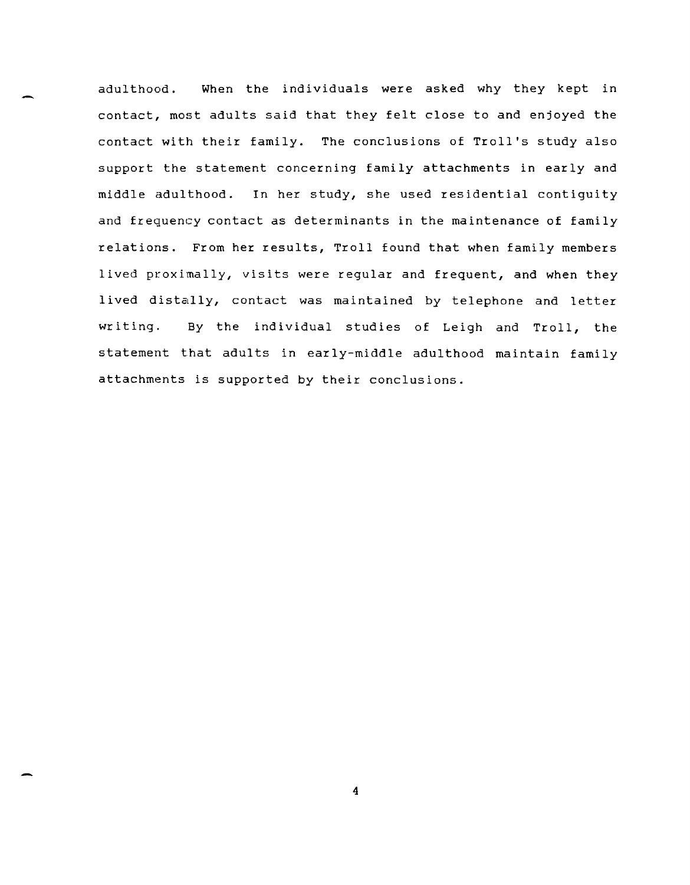adulthood. When the individuals were asked why they kept in contact, most adults said that they felt close to and enjoyed the contact with their family. The conclusions of Troll's study also support the statement concerning family attachments in early and middle adulthood. In her study, she used residential contiguity and frequency contact as determinants in the maintenance of family relations. From her results, Troll found that when family members lived proximally, visits were regular and frequent, and when they lived distally, contact was maintained by telephone and letter writing. By the individual studies of Leigh and Troll, the statement that adults in early-middle adulthood maintain family attachments is supported by their conclusions.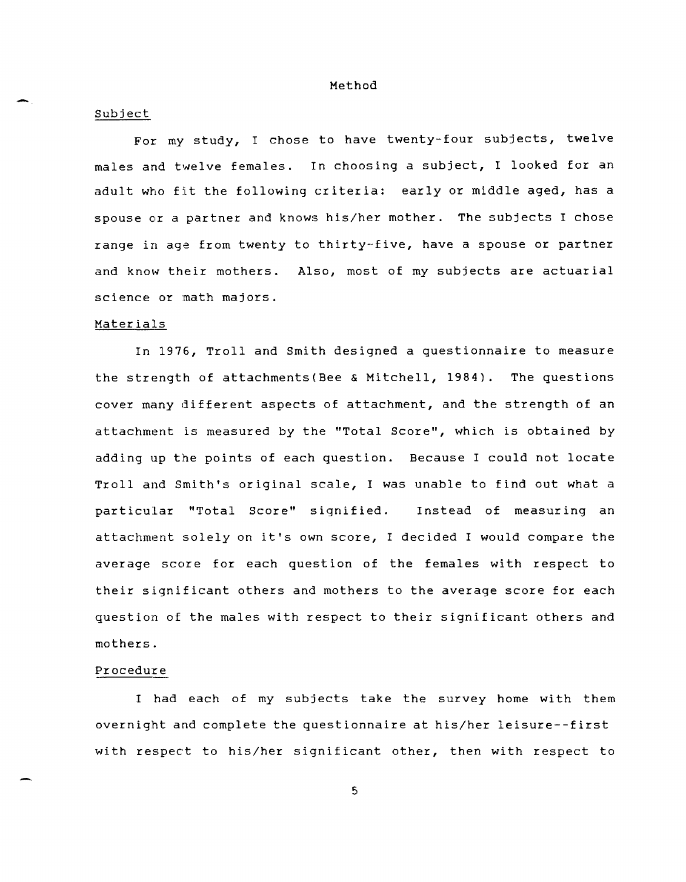# Method

## Subject

For my study, I chose to have twenty-four subjects, twelve males and twelve females. In choosing a subject, I looked for an adult who fit the following criteria: early or middle aged, has a spouse or a partner and knows his/her mother. The subjects I chose range in age from twenty to thirty-five, have a spouse or partner and know their mothers. Also, most of my subjects are actuarial science or math majors.

## Materials

In 1976, Troll and Smith designed a questionnaire to measure the strength of attachments(Bee & Mitchell, 1984). The questions cover many different aspects of attachment, and the strength of an attachment is measured by the "Total Score", which is obtained by adding up the points of each question. Because I could not locate Troll and Smith's original scale, I was unable to find out what a particular "Total Score" signified. Instead of measuring an attachment solely on it's own score, I decided I would compare the average score for each question of the females with respect to their significant others and mothers to the average score for each question of the males with respect to their significant others and mothers.

## Procedure

I had each of my subjects take the survey home with them overnight and complete the questionnaire at his/her leisure--first with respect to his/her significant other, then with respect to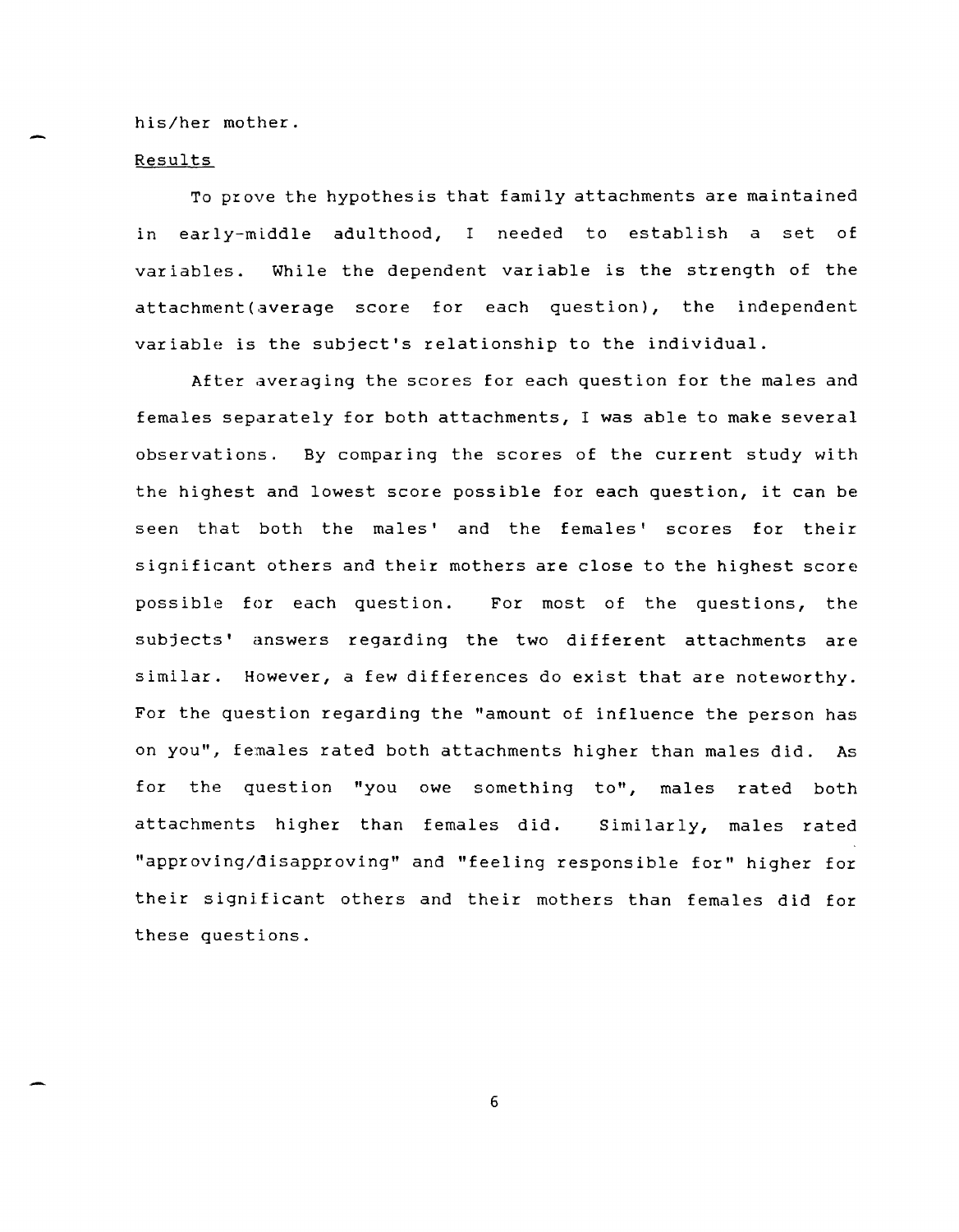his/her mother.

Results

To prove the hypothesis that family attachments are maintained in early-middle adulthood, I needed to establish a set of variables. While the dependent variable is the strength of the attachment(average score for each question), the independent variable is the subject's relationship to the individual.

After averaging the scores for each question for the males and females separately for both attachments, I was able to make several observations. By comparing the scores of the current study with the highest and lowest score possible for each question, it can be seen that both the males' and the females' scores for their significant others and their mothers are close to the highest score possible for each question. For most of the questions, the subjects' answers regarding the two different attachments are similar. However, a few differences do exist that are noteworthy. For the question regarding the "amount of influence the person has on you", females rated both attachments higher than males did. As for the question "you owe something to", males rated both attachments higher than females did. Similarly, males rated "approving/disapproving" and "feeling responsible for" higher for their significant others and their mothers than females did for these questions.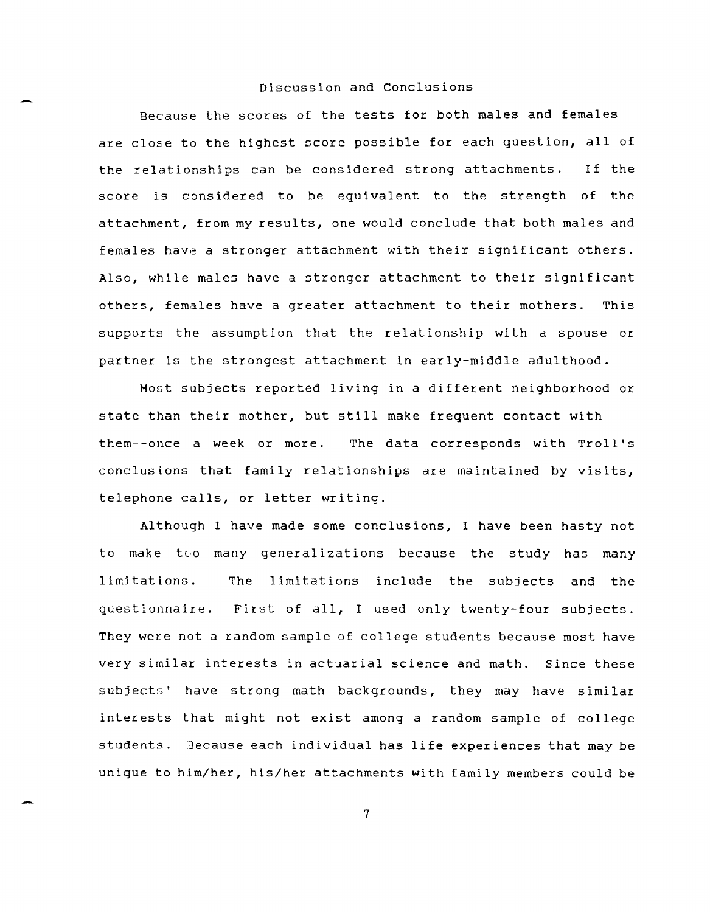## Discussion and Conclusions

Because the scores of the tests for both males and females are close to the highest score possible for each question, all of the relationships can be considered strong attachments. If the score is considered to be equivalent to the strength of the attachment, from my results, one would conclude that both males and females have a stronger attachment with their significant others. Also, while males have a stronger attachment to their significant others, females have a greater attachment to their mothers. This supports the assumption that the relationship with a spouse or partner is the strongest attachment in early-middle adulthood.

Most subjects reported living in a different neighborhood or state than their mother, but still make frequent contact with them--once a week or more. The data corresponds with Troll's conclusions that family relationships are maintained by visits, telephone calls, or letter writing.

Although I have made some conclusions, I have been hasty not to make too many generalizations because the study has many limitations. The limitations include the subjects and the questionnaire. First of all, I used only twenty-four subjects. They were not a random sample of college students because most have very similar interests in actuarial science and math. Since these subjects' have strong math backgrounds, they may have similar interests that might not exist among a random sample of college students. Because each individual has life experiences that may be unique to him/her, his/her attachments with family members could be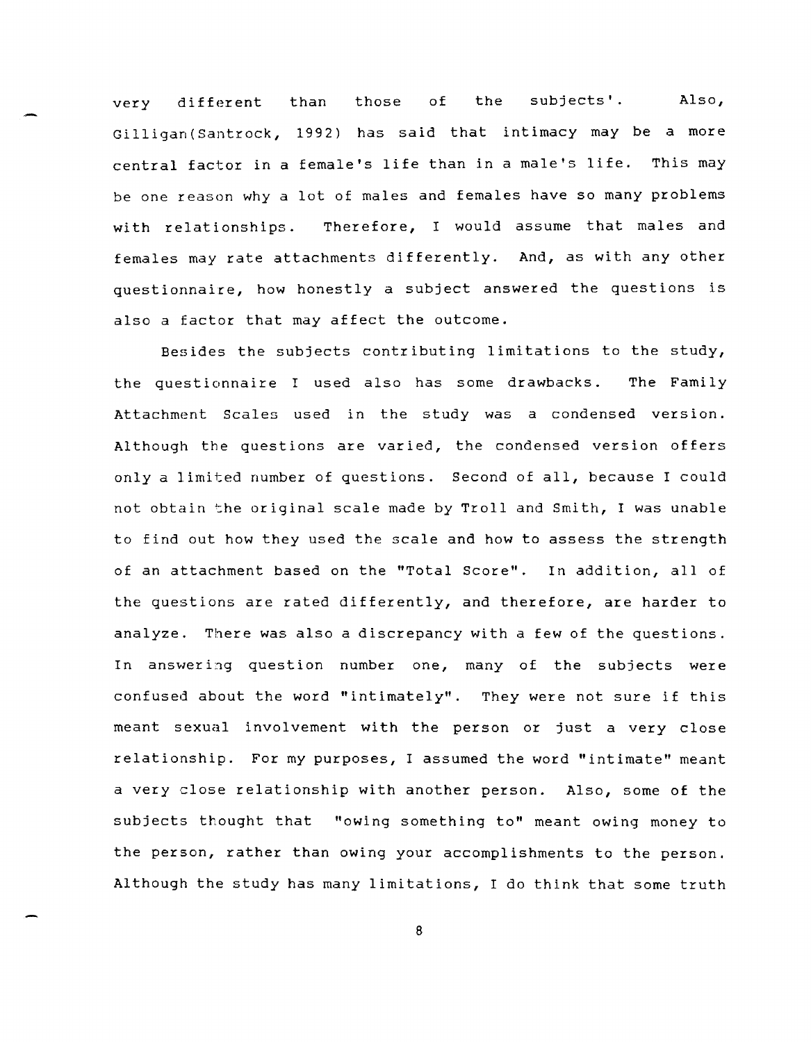very different than those of the subjects'. Also, Gilligan(Santrock, 1992) has said that intimacy may be a more central factor in a female's life than in a male's life. This may be one reason why a lot of males and females have so many problems with relationships. Therefore, I would assume that males and females may rate attachments differently. And, as with any other questionnaire, how honestly a subject answered the questions is also a factor that may affect the outcome.

Besides the subjects contributing limitations to the study, the questionnaire I used also has some drawbacks. The Family Attachment Scales used in the study was a condensed version. Although the questions are varied, the condensed version offers only a limited number of questions. Second of all, because I could not obtain the original scale made by Troll and Smith, I was unable to find out how they used the scale and how to assess the strength of an attachment based on the "Total Score". In addition, all of the questions are rated differently, and therefore, are harder to analyze. There was also a discrepancy with a few of the questions. In answering question number one, many of the subjects were confused about the word "intimately". They were not sure if this meant sexual involvement with the person or just a very close relationship. For my purposes, I assumed the word "intimate" meant a very close relationship with another person. Also, some of the subjects thought that "owing something to" meant owing money to the person, rather than owing your accomplishments to the person. Although the study has many limitations, I do think that some truth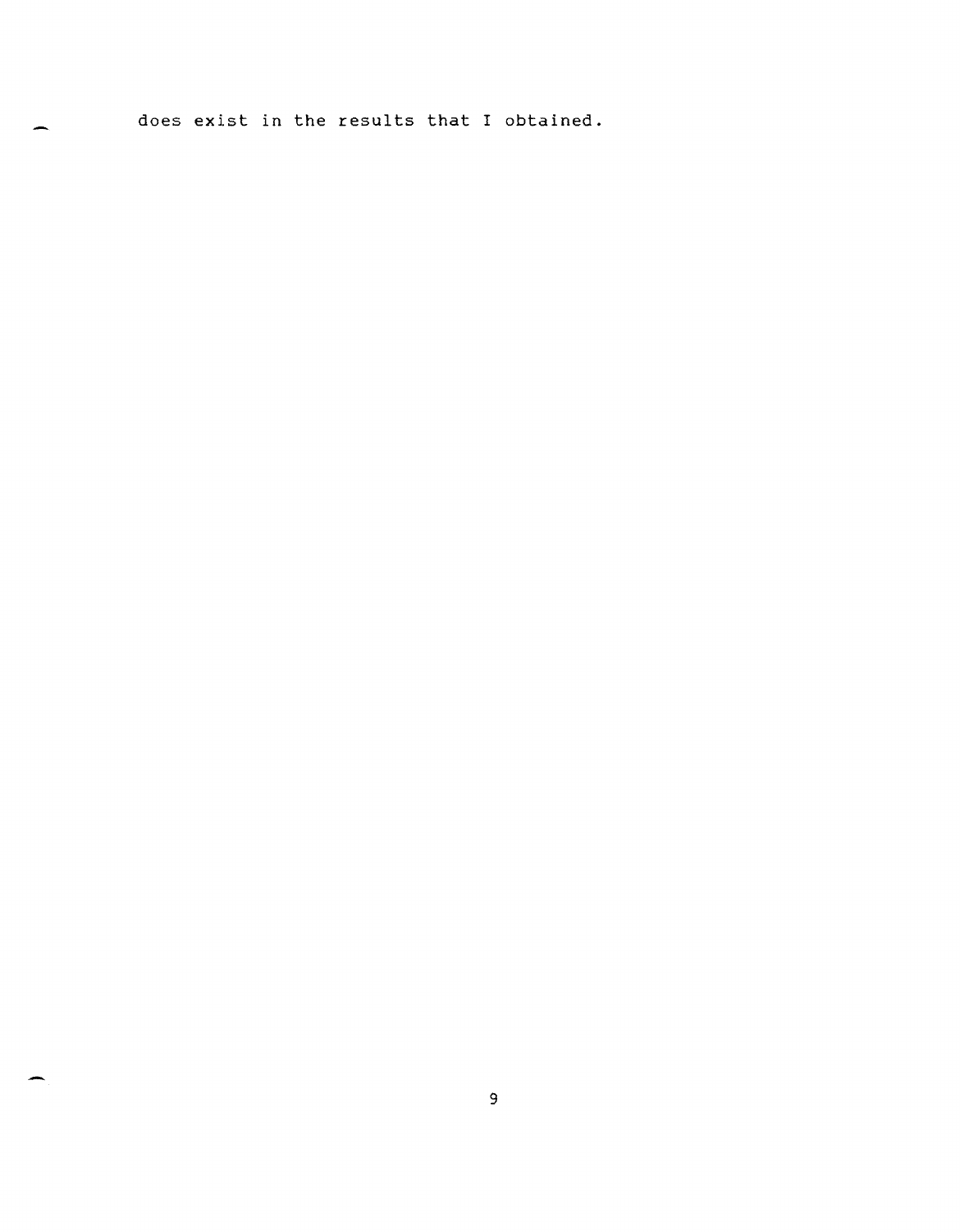does exist in the results that I obtained.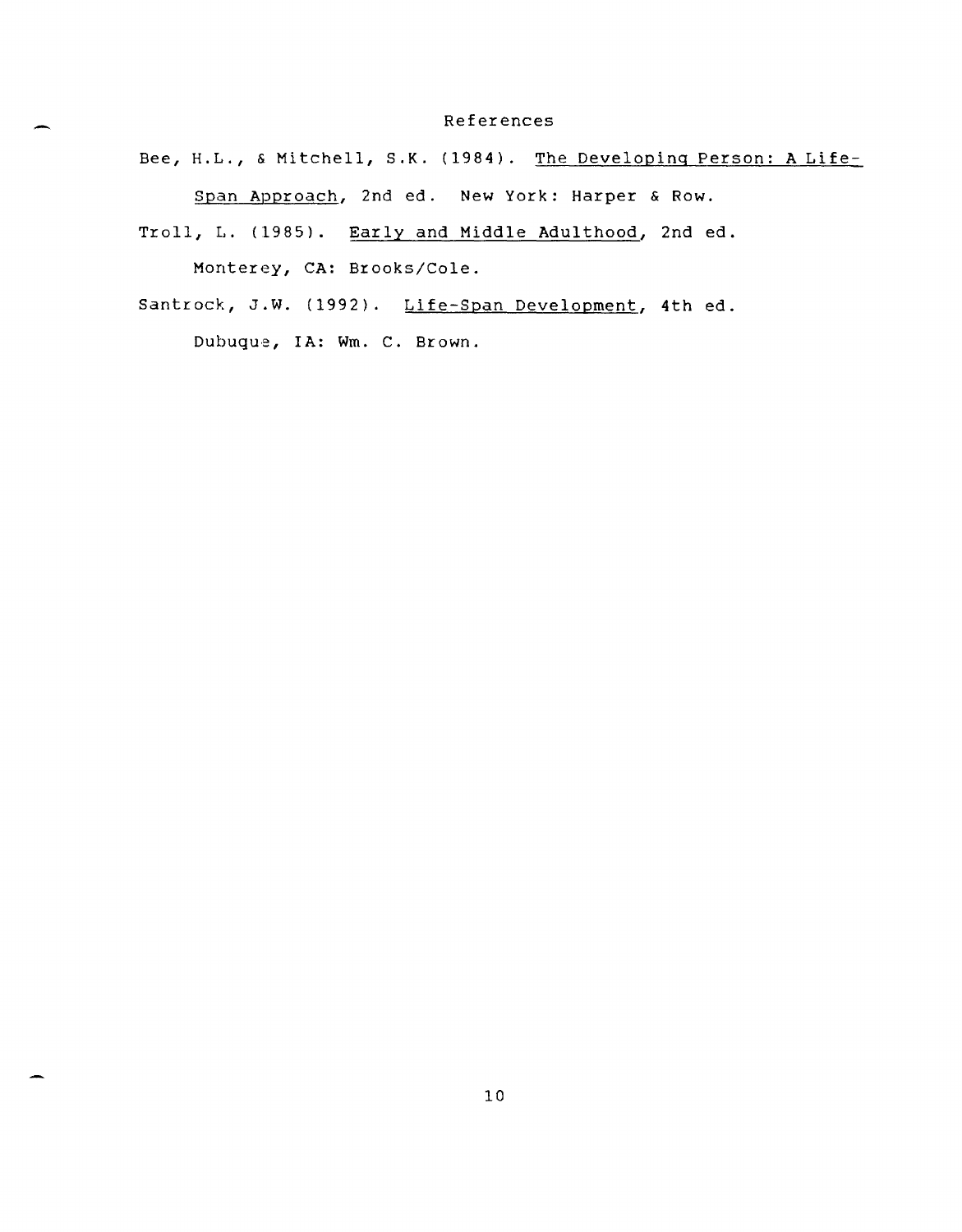## References

Bee, H.L., & Mitchell, S.K. (1984). The Developing Person: A Life-Span Approach, 2nd ed. New York: Harper & Row.

Troll, L. (1985). Early and Middle Adulthood, 2nd ed. Monterey, CA: Brooks/Cole.

Santrock, J.W. (1992). Life-Span Development, 4th ed. Dubuque, IA: Wm. C. Brown.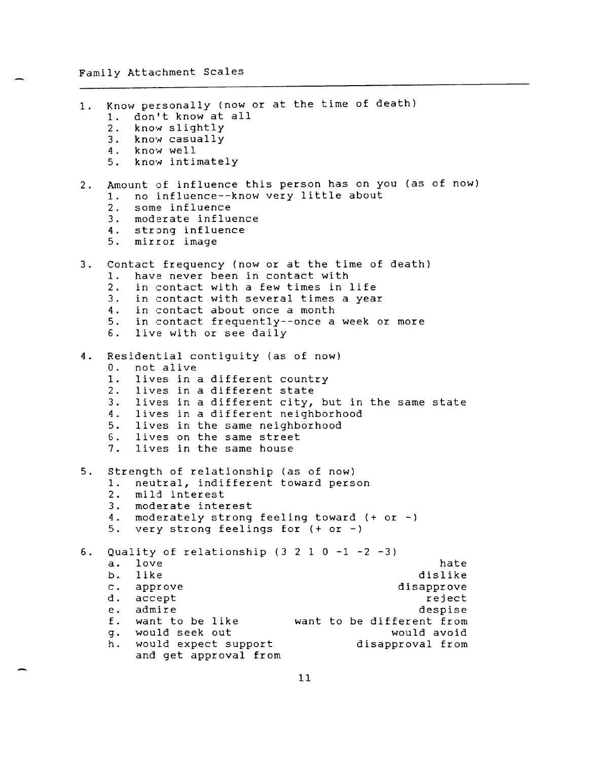Family Attachment Scales

1. Know personally (now or at the time of death)
    1. don't know at all
    2. know slightly
    3. know casually
    4. know well
    5. know intimately

2. Amount of influence this person has on you (as of now)
    1. no influence--know very little about
    2. some influence
    3. moderate influence
    4. strong influence
    5. mirror image

3. Contact frequency (now or at the time of death)
    1. have never been in contact with
    2. in contact with a few times in life
    3. in contact with several times a year
    4. in contact about once a month
    5. in contact frequently--once a week or more
    6. live with or see daily

4. Residential contiguity (as of now)
    0. not alive
    1. lives in a different country
    2. lives in a different state
    3. lives in a different city, but in the same state
    4. lives in a different neighborhood
    5. lives in the same neighborhood
    6. lives on the same street
    7. lives in the same house

5. Strength of relationship (as of now)
    1. neutral, indifferent toward person
    2. mild interest
    3. moderate interest
    4. moderately strong feeling toward (+ or -)
    5. very strong feelings for (+ or -)

6. Quality of relationship (3 2 1 0 -1 -2 -3)

| | 3 | -3 |
|---|---|---|
| a. | love | hate |
| b. | like | dislike |
| c. | approve | disapprove |
| d. | accept | reject |
| e. | admire | despise |
| f. | want to be like | want to be different from |
| g. | would seek out | would avoid |
| h. | would expect support and get approval from | disapproval from |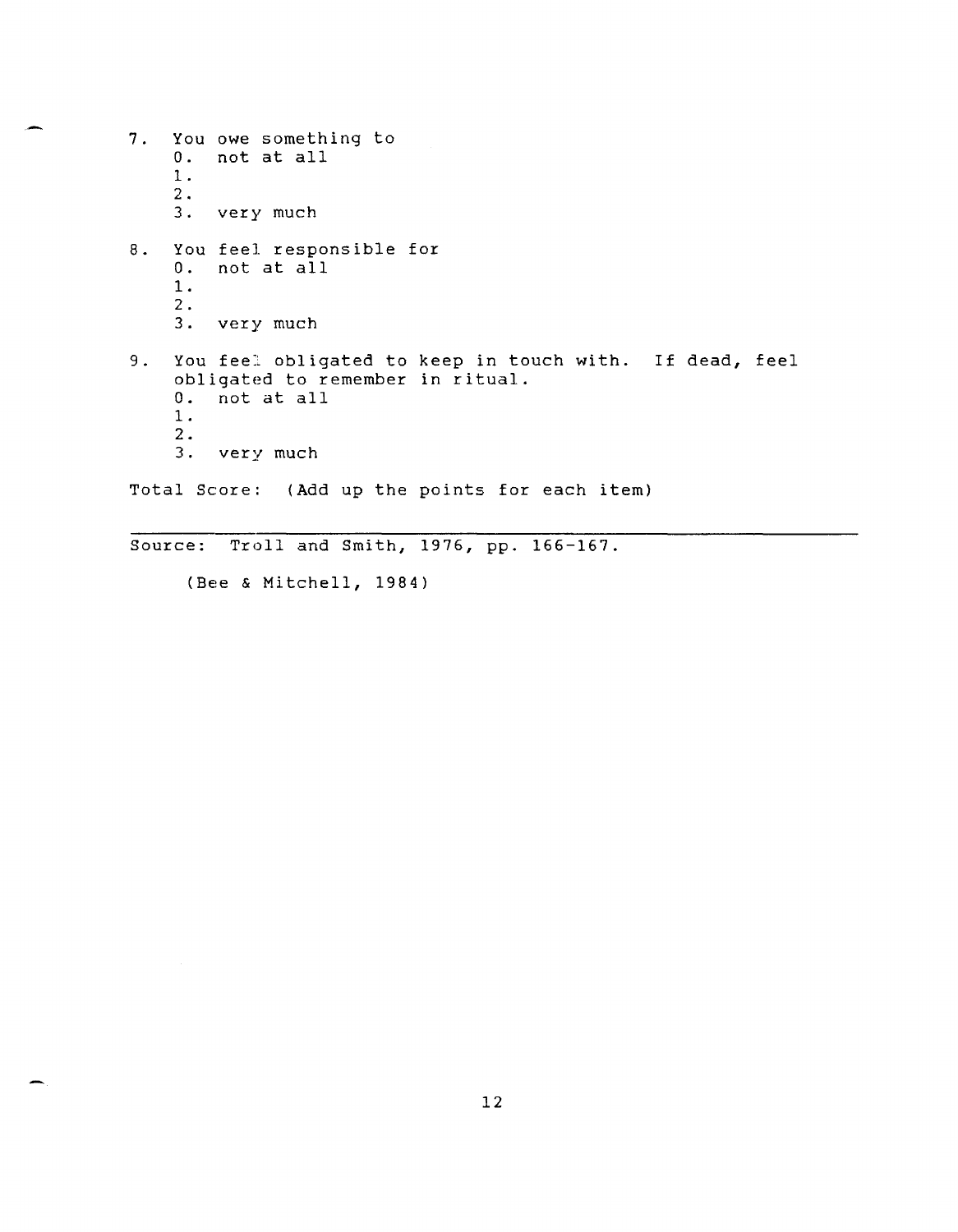7. You owe something to
   0. not at all
   1.
   2.
   3. very much

8. You feel responsible for
   0. not at all
   1.
   2.
   3. very much

9. You feel obligated to keep in touch with. If dead, feel obligated to remember in ritual.
   0. not at all
   1.
   2.
   3. very much

Total Score: (Add up the points for each item)

---

Source: Troll and Smith, 1976, pp. 166-167.

(Bee & Mitchell, 1984)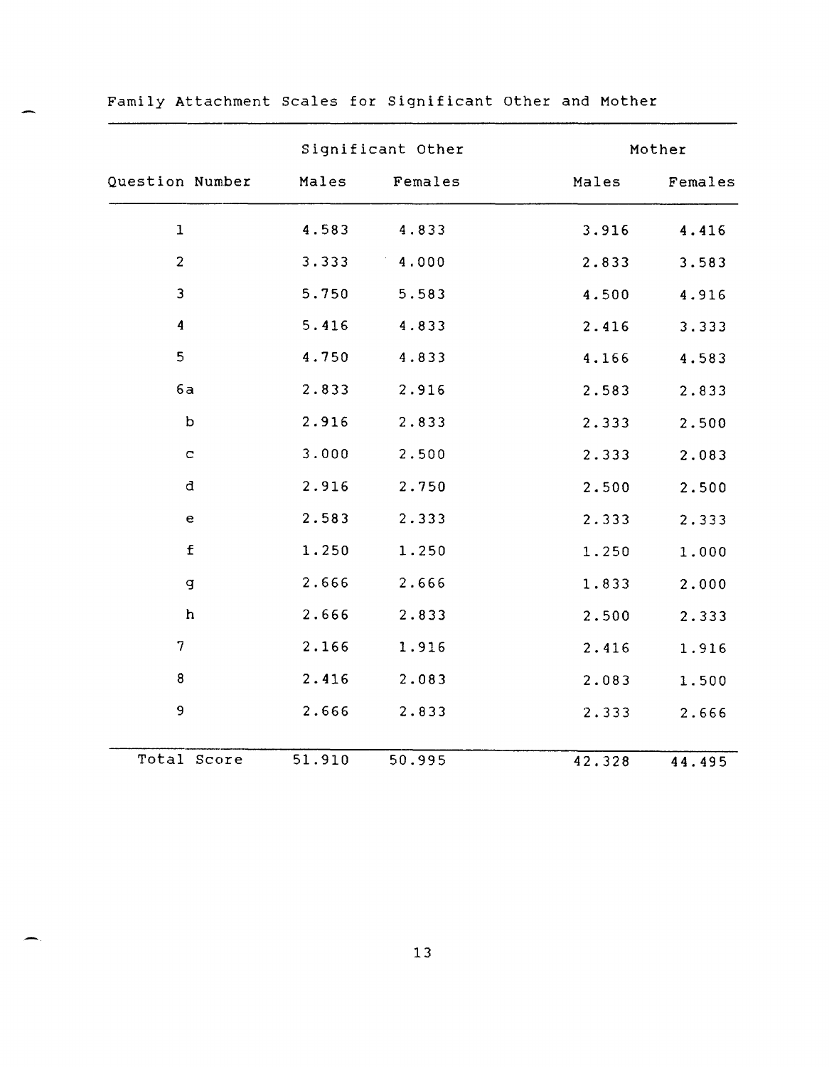Family Attachment Scales for Significant Other and Mother

| | Significant Other | | Mother | |
|---|---|---|---|---|
| Question Number | Males | Females | Males | Females |
| 1 | 4.583 | 4.833 | 3.916 | 4.416 |
| 2 | 3.333 | 4.000 | 2.833 | 3.583 |
| 3 | 5.750 | 5.583 | 4.500 | 4.916 |
| 4 | 5.416 | 4.833 | 2.416 | 3.333 |
| 5 | 4.750 | 4.833 | 4.166 | 4.583 |
| 6a | 2.833 | 2.916 | 2.583 | 2.833 |
| b | 2.916 | 2.833 | 2.333 | 2.500 |
| c | 3.000 | 2.500 | 2.333 | 2.083 |
| d | 2.916 | 2.750 | 2.500 | 2.500 |
| e | 2.583 | 2.333 | 2.333 | 2.333 |
| f | 1.250 | 1.250 | 1.250 | 1.000 |
| g | 2.666 | 2.666 | 1.833 | 2.000 |
| h | 2.666 | 2.833 | 2.500 | 2.333 |
| 7 | 2.166 | 1.916 | 2.416 | 1.916 |
| 8 | 2.416 | 2.083 | 2.083 | 1.500 |
| 9 | 2.666 | 2.833 | 2.333 | 2.666 |
| Total Score | 51.910 | 50.995 | 42.328 | 44.495 |